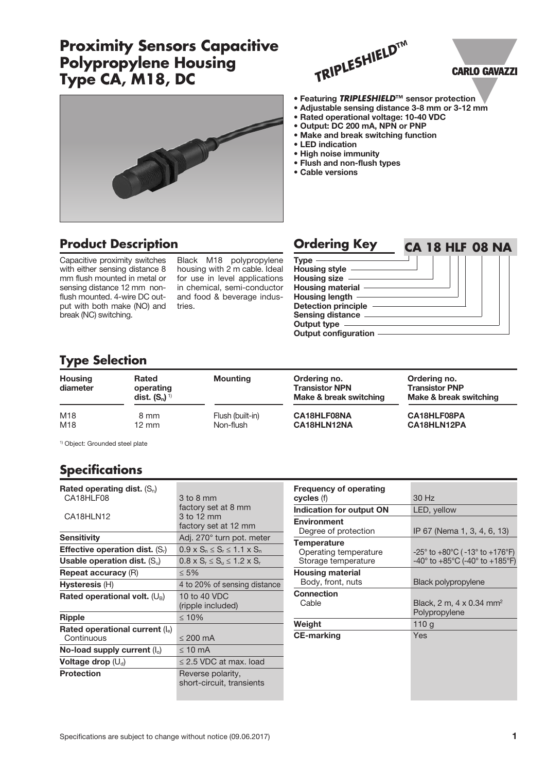# Proximity Sensors Capacitive Polypropylene Housing Type CA, M18, DC

TRIPLESHIELD™

CARLO GAVAZZI

- Featuring ***TRIPLESHIELD***™ sensor protection
- Adjustable sensing distance 3-8 mm or 3-12 mm
- Rated operational voltage: 10-40 VDC
- Output: DC 200 mA, NPN or PNP
- Make and break switching function
- LED indication
- High noise immunity
- Flush and non-flush types
- Cable versions

## Product Description

Capacitive proximity switches with either sensing distance 8 mm flush mounted in metal or sensing distance 12 mm non-flush mounted. 4-wire DC output with both make (NO) and break (NC) switching.

Black M18 polypropylene housing with 2 m cable. Ideal for use in level applications in chemical, semi-conductor and food & beverage industries.

## Ordering Key

**CA 18 HLF 08 NA**

- Type
- Housing style
- Housing size
- Housing material
- Housing length
- Detection principle
- Sensing distance
- Output type
- Output configuration

## Type Selection

| Housing diameter | Rated operating dist. ($S_n$) [1] | Mounting | Ordering no. Transistor NPN Make & break switching | Ordering no. Transistor PNP Make & break switching |
|---|---|---|---|---|
| M18 | 8 mm | Flush (built-in) | CA18HLF08NA | CA18HLF08PA |
| M18 | 12 mm | Non-flush | CA18HLN12NA | CA18HLN12PA |

[1] Object: Grounded steel plate

## Specifications

| | |
|---|---|
| **Rated operating dist.** ($S_n$) | |
| CA18HLF08 | 3 to 8 mm factory set at 8 mm |
| CA18HLN12 | 3 to 12 mm factory set at 12 mm |
| **Sensitivity** | Adj. 270° turn pot. meter |
| **Effective operation dist.** ($S_r$) | $0.9 \times S_n \leq S_r \leq 1.1 \times S_n$ |
| **Usable operation dist.** ($S_u$) | $0.8 \times S_r \leq S_u \leq 1.2 \times S_r$ |
| **Repeat accuracy** (R) | ≤ 5% |
| **Hysteresis** (H) | 4 to 20% of sensing distance |
| **Rated operational volt.** ($U_B$) | 10 to 40 VDC (ripple included) |
| **Ripple** | ≤ 10% |
| **Rated operational current** ($I_e$) Continuous | ≤ 200 mA |
| **No-load supply current** ($I_o$) | ≤ 10 mA |
| **Voltage drop** ($U_d$) | ≤ 2.5 VDC at max. load |
| **Protection** | Reverse polarity, short-circuit, transients |

| | |
|---|---|
| **Frequency of operating cycles** (f) | 30 Hz |
| **Indication for output ON** | LED, yellow |
| **Environment** | |
| Degree of protection | IP 67 (Nema 1, 3, 4, 6, 13) |
| **Temperature** | |
| Operating temperature | -25° to +80°C ( -13° to +176°F) |
| Storage temperature | -40° to +85°C (-40° to +185°F) |
| **Housing material** | |
| Body, front, nuts | Black polypropylene |
| **Connection** | |
| Cable | Black, 2 m, 4 x 0.34 mm² Polypropylene |
| **Weight** | 110 g |
| **CE-marking** | Yes |

Specifications are subject to change without notice (09.06.2017)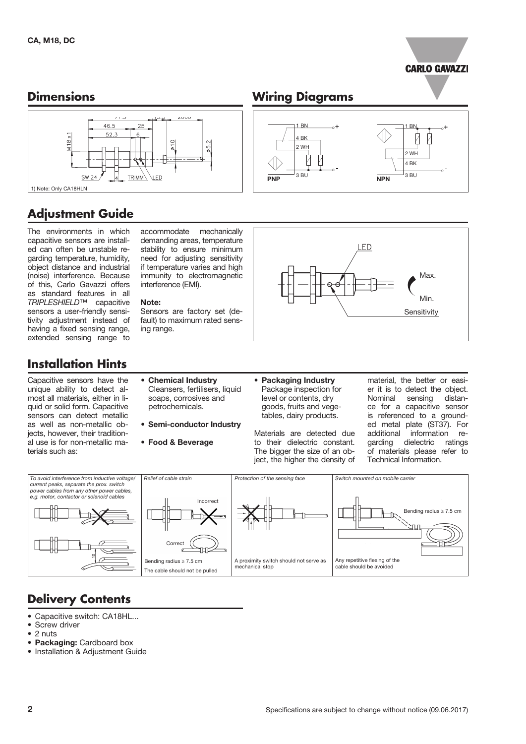CA, M18, DC

## Dimensions

71.5
46.5
25
52.3
6
15.5
2000
M18 x 1
ø 10
ø 5.2
SW 24
4
TRIMM
LED

1) Note: Only CA18HLN

## Wiring Diagrams

1 BN
4 BK
2 WH
3 BU
PNP

1 BN
2 WH
4 BK
3 BU
NPN

## Adjustment Guide

The environments in which capacitive sensors are installed can often be unstable regarding temperature, humidity, object distance and industrial (noise) interference. Because of this, Carlo Gavazzi offers as standard features in all *TRIPLESHIELD*™ capacitive sensors a user-friendly sensitivity adjustment instead of having a fixed sensing range, extended sensing range to accommodate mechanically demanding areas, temperature stability to ensure minimum need for adjusting sensitivity if temperature varies and high immunity to electromagnetic interference (EMI).

**Note:**
Sensors are factory set (default) to maximum rated sensing range.

LED
Max.
Min.
Sensitivity

## Installation Hints

Capacitive sensors have the unique ability to detect almost all materials, either in liquid or solid form. Capacitive sensors can detect metallic as well as non-metallic objects, however, their traditional use is for non-metallic materials such as:

- **Chemical Industry**
  Cleansers, fertilisers, liquid soaps, corrosives and petrochemicals.
- **Semi-conductor Industry**
- **Food & Beverage**
- **Packaging Industry**
  Package inspection for level or contents, dry goods, fruits and vegetables, dairy products.

Materials are detected due to their dielectric constant. The bigger the size of an object, the higher the density of material, the better or easier it is to detect the object. Nominal sensing distance for a capacitive sensor is referenced to a grounded metal plate (ST37). For additional information regarding dielectric ratings of materials please refer to Technical Information.

*To avoid interference from inductive voltage/current peaks, separate the prox. switch power cables from any other power cables, e.g. motor, contactor or solenoid cables*

10

*Relief of cable strain*

Incorrect

Correct

Bending radius ≥ 7.5 cm

The cable should not be pulled

*Protection of the sensing face*

A proximity switch should not serve as mechanical stop

*Switch mounted on mobile carrier*

Bending radius ≥ 7.5 cm

Any repetitive flexing of the cable should be avoided

## Delivery Contents

- Capacitive switch: CA18HL...
- Screw driver
- 2 nuts
- **Packaging:** Cardboard box
- Installation & Adjustment Guide

Specifications are subject to change without notice (09.06.2017)